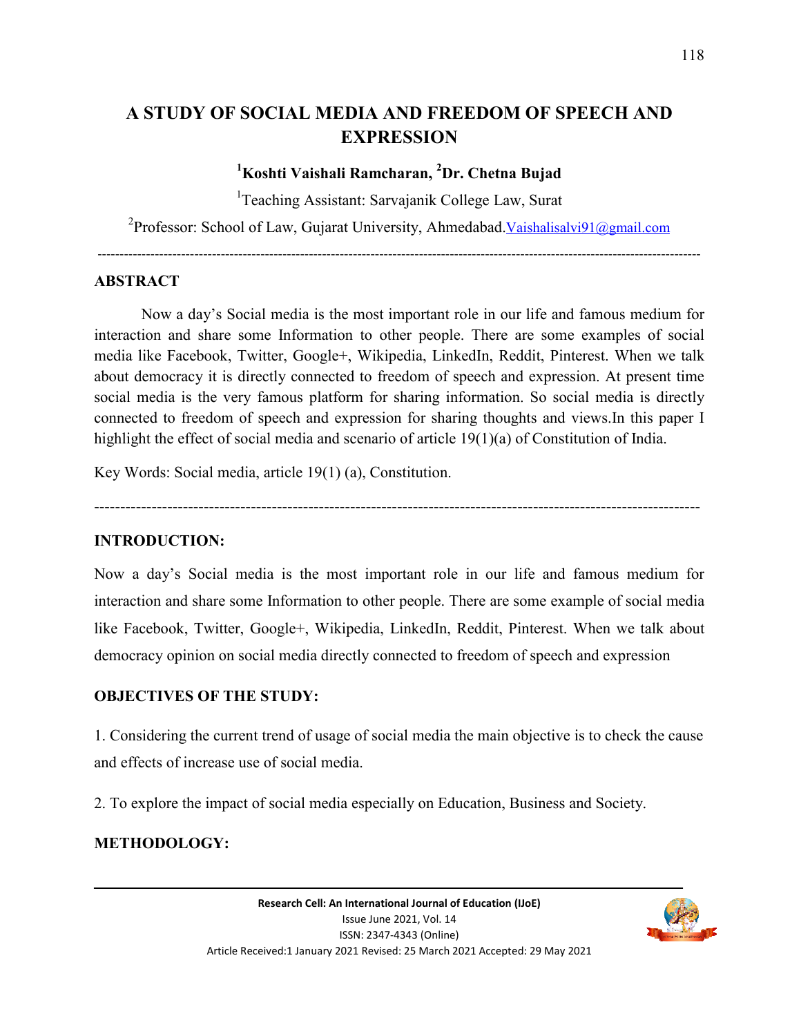# A STUDY OF SOCIAL MEDIA AND FREEDOM OF SPEECH AND EXPRESSION

**[1]Koshti Vaishali Ramcharan, [2]Dr. Chetna Bujad**

[1]Teaching Assistant: Sarvajanik College Law, Surat

[2]Professor: School of Law, Gujarat University, Ahmedabad.Vaishalisalvi91@gmail.com

---

## ABSTRACT

Now a day's Social media is the most important role in our life and famous medium for interaction and share some Information to other people. There are some examples of social media like Facebook, Twitter, Google+, Wikipedia, LinkedIn, Reddit, Pinterest. When we talk about democracy it is directly connected to freedom of speech and expression. At present time social media is the very famous platform for sharing information. So social media is directly connected to freedom of speech and expression for sharing thoughts and views.In this paper I highlight the effect of social media and scenario of article 19(1)(a) of Constitution of India.

Key Words: Social media, article 19(1) (a), Constitution.

---

## INTRODUCTION:

Now a day's Social media is the most important role in our life and famous medium for interaction and share some Information to other people. There are some example of social media like Facebook, Twitter, Google+, Wikipedia, LinkedIn, Reddit, Pinterest. When we talk about democracy opinion on social media directly connected to freedom of speech and expression

## OBJECTIVES OF THE STUDY:

1. Considering the current trend of usage of social media the main objective is to check the cause and effects of increase use of social media.

2. To explore the impact of social media especially on Education, Business and Society.

## METHODOLOGY: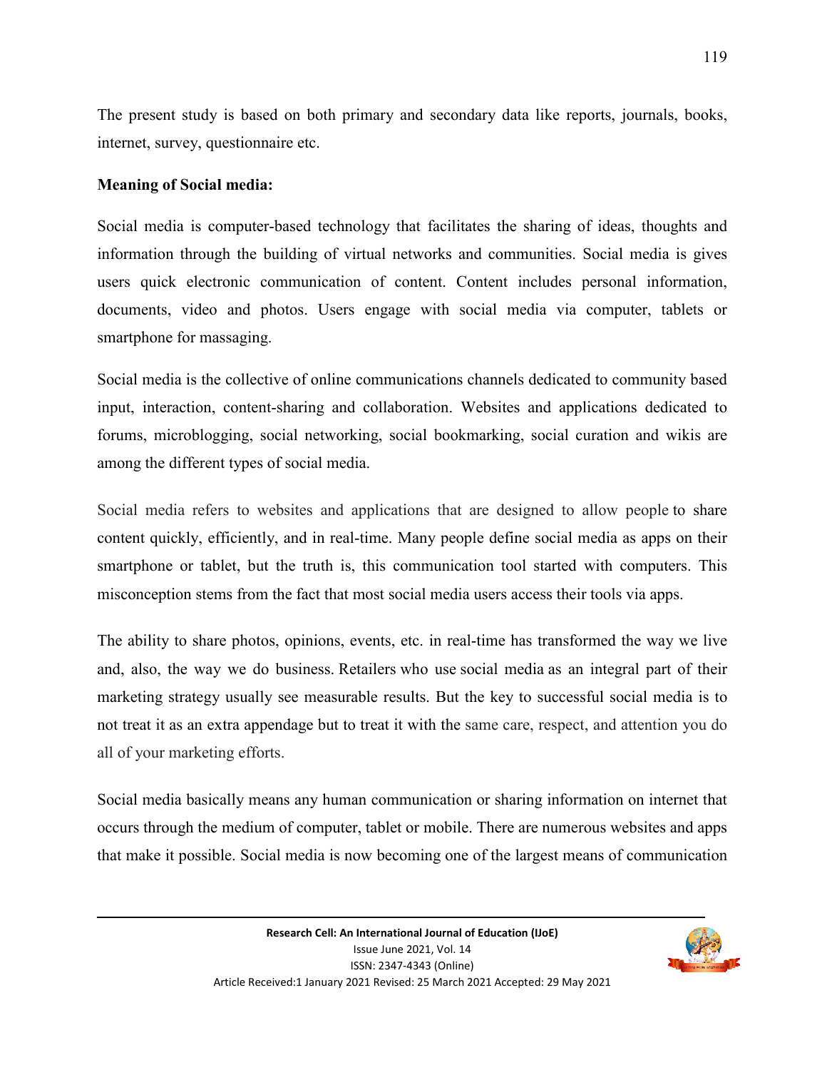The present study is based on both primary and secondary data like reports, journals, books, internet, survey, questionnaire etc.

**Meaning of Social media:**

Social media is computer-based technology that facilitates the sharing of ideas, thoughts and information through the building of virtual networks and communities. Social media is gives users quick electronic communication of content. Content includes personal information, documents, video and photos. Users engage with social media via computer, tablets or smartphone for massaging.

Social media is the collective of online communications channels dedicated to community based input, interaction, content-sharing and collaboration. Websites and applications dedicated to forums, microblogging, social networking, social bookmarking, social curation and wikis are among the different types of social media.

Social media refers to websites and applications that are designed to allow people to share content quickly, efficiently, and in real-time. Many people define social media as apps on their smartphone or tablet, but the truth is, this communication tool started with computers. This misconception stems from the fact that most social media users access their tools via apps.

The ability to share photos, opinions, events, etc. in real-time has transformed the way we live and, also, the way we do business. Retailers who use social media as an integral part of their marketing strategy usually see measurable results. But the key to successful social media is to not treat it as an extra appendage but to treat it with the same care, respect, and attention you do all of your marketing efforts.

Social media basically means any human communication or sharing information on internet that occurs through the medium of computer, tablet or mobile. There are numerous websites and apps that make it possible. Social media is now becoming one of the largest means of communication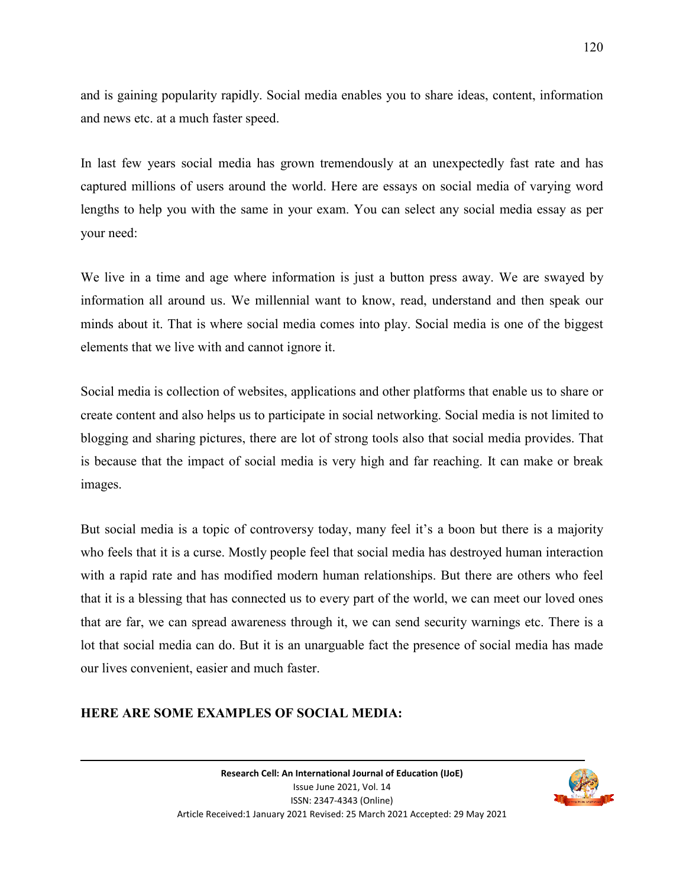and is gaining popularity rapidly. Social media enables you to share ideas, content, information and news etc. at a much faster speed.

In last few years social media has grown tremendously at an unexpectedly fast rate and has captured millions of users around the world. Here are essays on social media of varying word lengths to help you with the same in your exam. You can select any social media essay as per your need:

We live in a time and age where information is just a button press away. We are swayed by information all around us. We millennial want to know, read, understand and then speak our minds about it. That is where social media comes into play. Social media is one of the biggest elements that we live with and cannot ignore it.

Social media is collection of websites, applications and other platforms that enable us to share or create content and also helps us to participate in social networking. Social media is not limited to blogging and sharing pictures, there are lot of strong tools also that social media provides. That is because that the impact of social media is very high and far reaching. It can make or break images.

But social media is a topic of controversy today, many feel it's a boon but there is a majority who feels that it is a curse. Mostly people feel that social media has destroyed human interaction with a rapid rate and has modified modern human relationships. But there are others who feel that it is a blessing that has connected us to every part of the world, we can meet our loved ones that are far, we can spread awareness through it, we can send security warnings etc. There is a lot that social media can do. But it is an unarguable fact the presence of social media has made our lives convenient, easier and much faster.

**HERE ARE SOME EXAMPLES OF SOCIAL MEDIA:**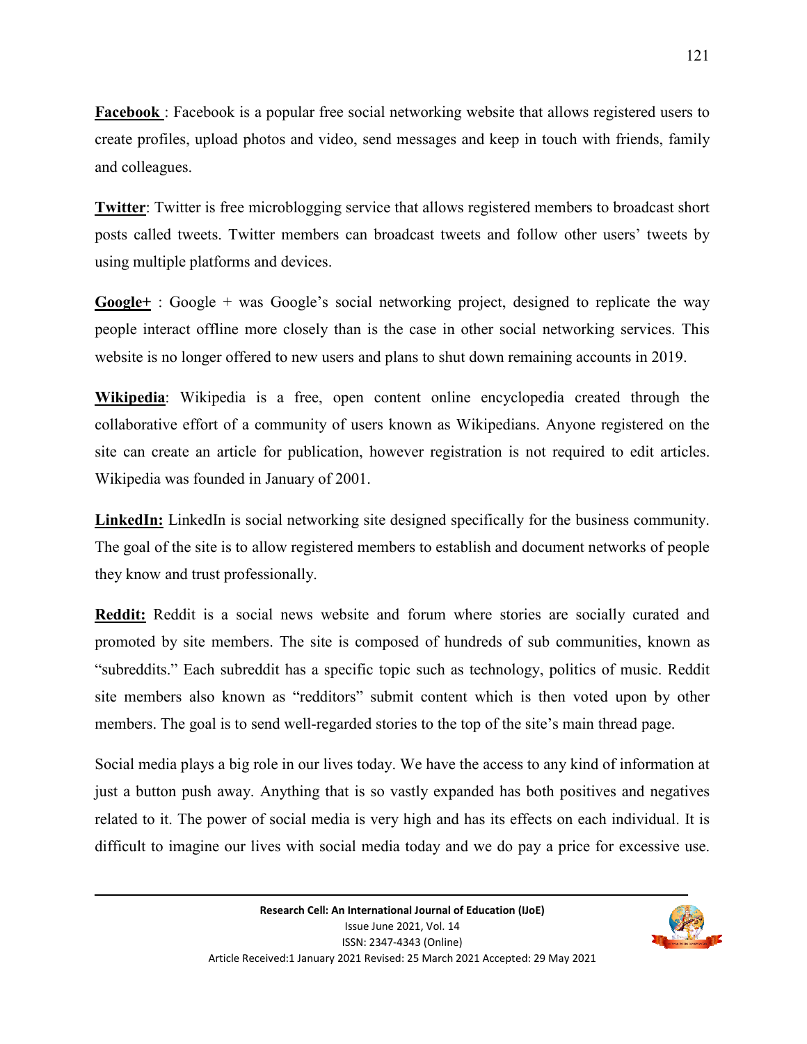**Facebook** : Facebook is a popular free social networking website that allows registered users to create profiles, upload photos and video, send messages and keep in touch with friends, family and colleagues.

**Twitter**: Twitter is free microblogging service that allows registered members to broadcast short posts called tweets. Twitter members can broadcast tweets and follow other users' tweets by using multiple platforms and devices.

**Google+** : Google + was Google's social networking project, designed to replicate the way people interact offline more closely than is the case in other social networking services. This website is no longer offered to new users and plans to shut down remaining accounts in 2019.

**Wikipedia**: Wikipedia is a free, open content online encyclopedia created through the collaborative effort of a community of users known as Wikipedians. Anyone registered on the site can create an article for publication, however registration is not required to edit articles. Wikipedia was founded in January of 2001.

**LinkedIn:** LinkedIn is social networking site designed specifically for the business community. The goal of the site is to allow registered members to establish and document networks of people they know and trust professionally.

**Reddit:** Reddit is a social news website and forum where stories are socially curated and promoted by site members. The site is composed of hundreds of sub communities, known as "subreddits." Each subreddit has a specific topic such as technology, politics of music. Reddit site members also known as "redditors" submit content which is then voted upon by other members. The goal is to send well-regarded stories to the top of the site's main thread page.

Social media plays a big role in our lives today. We have the access to any kind of information at just a button push away. Anything that is so vastly expanded has both positives and negatives related to it. The power of social media is very high and has its effects on each individual. It is difficult to imagine our lives with social media today and we do pay a price for excessive use.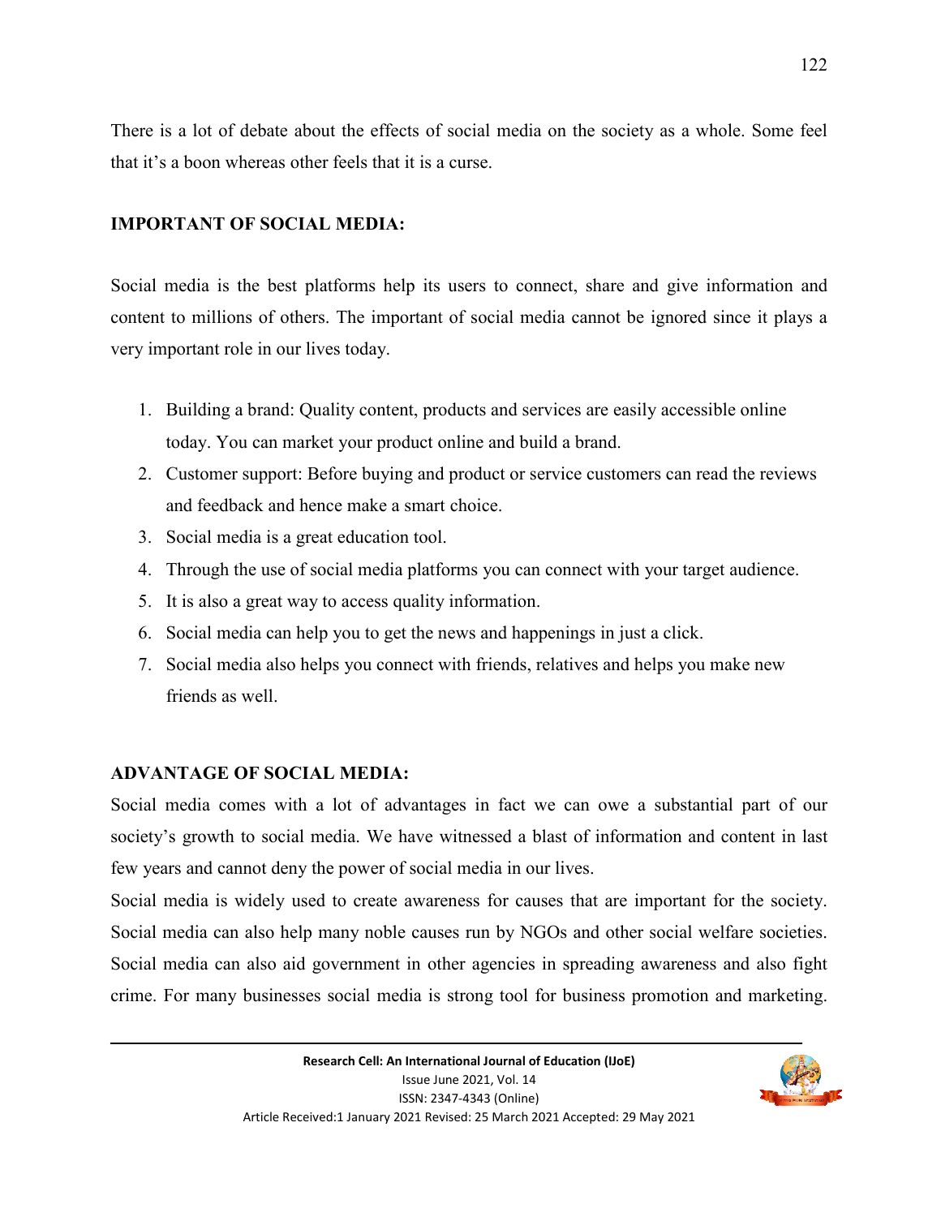There is a lot of debate about the effects of social media on the society as a whole. Some feel that it's a boon whereas other feels that it is a curse.

## IMPORTANT OF SOCIAL MEDIA:

Social media is the best platforms help its users to connect, share and give information and content to millions of others. The important of social media cannot be ignored since it plays a very important role in our lives today.

1. Building a brand: Quality content, products and services are easily accessible online today. You can market your product online and build a brand.
2. Customer support: Before buying and product or service customers can read the reviews and feedback and hence make a smart choice.
3. Social media is a great education tool.
4. Through the use of social media platforms you can connect with your target audience.
5. It is also a great way to access quality information.
6. Social media can help you to get the news and happenings in just a click.
7. Social media also helps you connect with friends, relatives and helps you make new friends as well.

## ADVANTAGE OF SOCIAL MEDIA:

Social media comes with a lot of advantages in fact we can owe a substantial part of our society's growth to social media. We have witnessed a blast of information and content in last few years and cannot deny the power of social media in our lives.

Social media is widely used to create awareness for causes that are important for the society. Social media can also help many noble causes run by NGOs and other social welfare societies. Social media can also aid government in other agencies in spreading awareness and also fight crime. For many businesses social media is strong tool for business promotion and marketing.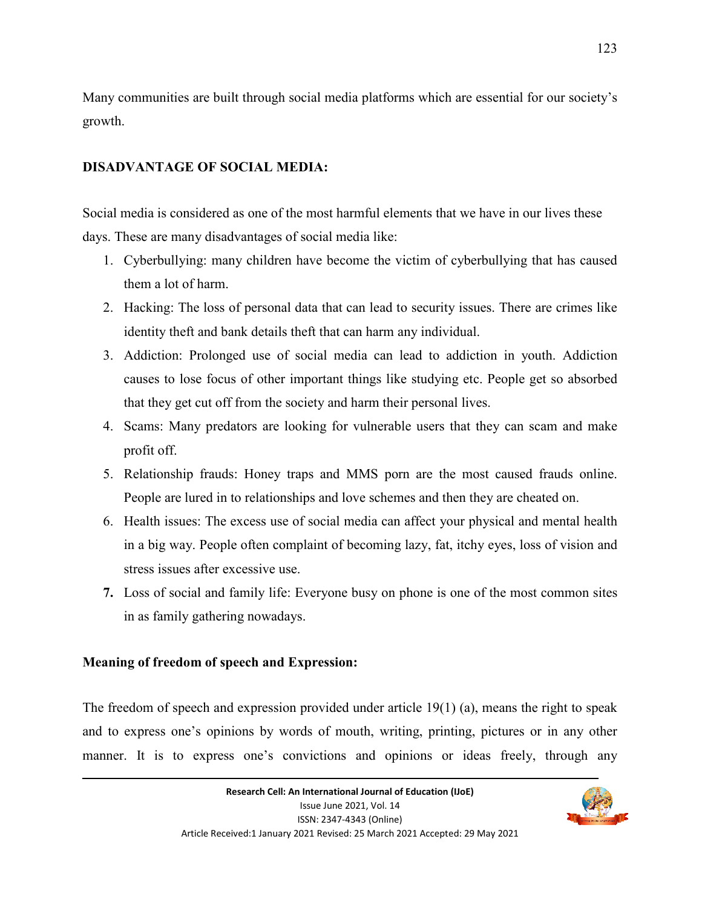Many communities are built through social media platforms which are essential for our society's growth.

**DISADVANTAGE OF SOCIAL MEDIA:**

Social media is considered as one of the most harmful elements that we have in our lives these days. These are many disadvantages of social media like:

1. Cyberbullying: many children have become the victim of cyberbullying that has caused them a lot of harm.
2. Hacking: The loss of personal data that can lead to security issues. There are crimes like identity theft and bank details theft that can harm any individual.
3. Addiction: Prolonged use of social media can lead to addiction in youth. Addiction causes to lose focus of other important things like studying etc. People get so absorbed that they get cut off from the society and harm their personal lives.
4. Scams: Many predators are looking for vulnerable users that they can scam and make profit off.
5. Relationship frauds: Honey traps and MMS porn are the most caused frauds online. People are lured in to relationships and love schemes and then they are cheated on.
6. Health issues: The excess use of social media can affect your physical and mental health in a big way. People often complaint of becoming lazy, fat, itchy eyes, loss of vision and stress issues after excessive use.
7. Loss of social and family life: Everyone busy on phone is one of the most common sites in as family gathering nowadays.

**Meaning of freedom of speech and Expression:**

The freedom of speech and expression provided under article 19(1) (a), means the right to speak and to express one's opinions by words of mouth, writing, printing, pictures or in any other manner. It is to express one's convictions and opinions or ideas freely, through any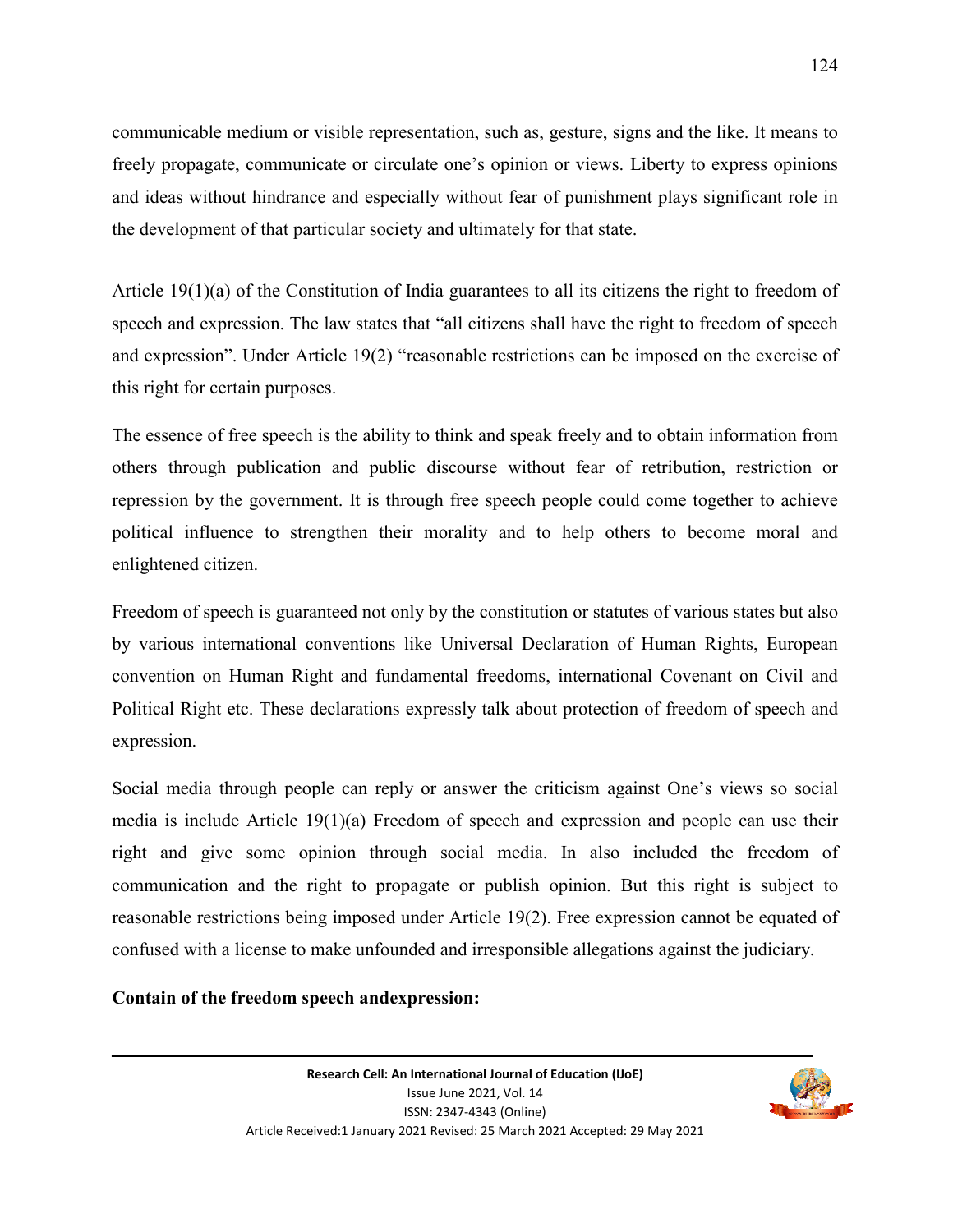communicable medium or visible representation, such as, gesture, signs and the like. It means to freely propagate, communicate or circulate one's opinion or views. Liberty to express opinions and ideas without hindrance and especially without fear of punishment plays significant role in the development of that particular society and ultimately for that state.

Article 19(1)(a) of the Constitution of India guarantees to all its citizens the right to freedom of speech and expression. The law states that "all citizens shall have the right to freedom of speech and expression". Under Article 19(2) "reasonable restrictions can be imposed on the exercise of this right for certain purposes.

The essence of free speech is the ability to think and speak freely and to obtain information from others through publication and public discourse without fear of retribution, restriction or repression by the government. It is through free speech people could come together to achieve political influence to strengthen their morality and to help others to become moral and enlightened citizen.

Freedom of speech is guaranteed not only by the constitution or statutes of various states but also by various international conventions like Universal Declaration of Human Rights, European convention on Human Right and fundamental freedoms, international Covenant on Civil and Political Right etc. These declarations expressly talk about protection of freedom of speech and expression.

Social media through people can reply or answer the criticism against One's views so social media is include Article 19(1)(a) Freedom of speech and expression and people can use their right and give some opinion through social media. In also included the freedom of communication and the right to propagate or publish opinion. But this right is subject to reasonable restrictions being imposed under Article 19(2). Free expression cannot be equated of confused with a license to make unfounded and irresponsible allegations against the judiciary.

**Contain of the freedom speech andexpression:**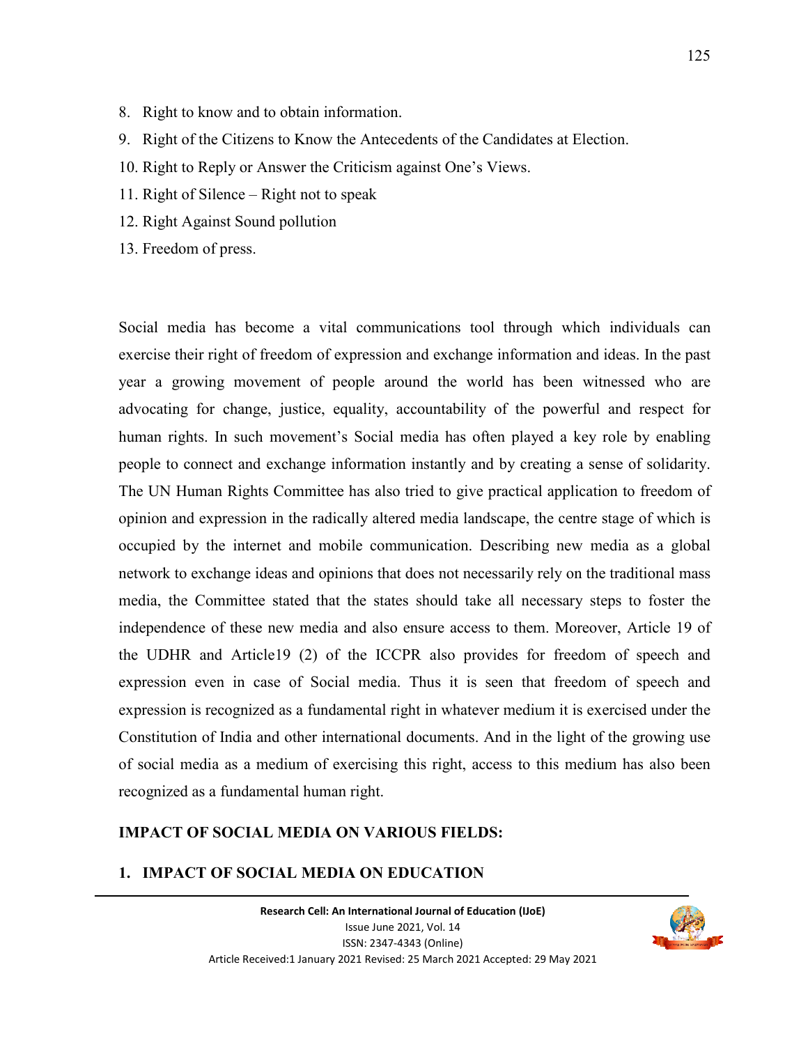8. Right to know and to obtain information.
9. Right of the Citizens to Know the Antecedents of the Candidates at Election.
10. Right to Reply or Answer the Criticism against One's Views.
11. Right of Silence – Right not to speak
12. Right Against Sound pollution
13. Freedom of press.

Social media has become a vital communications tool through which individuals can exercise their right of freedom of expression and exchange information and ideas. In the past year a growing movement of people around the world has been witnessed who are advocating for change, justice, equality, accountability of the powerful and respect for human rights. In such movement's Social media has often played a key role by enabling people to connect and exchange information instantly and by creating a sense of solidarity. The UN Human Rights Committee has also tried to give practical application to freedom of opinion and expression in the radically altered media landscape, the centre stage of which is occupied by the internet and mobile communication. Describing new media as a global network to exchange ideas and opinions that does not necessarily rely on the traditional mass media, the Committee stated that the states should take all necessary steps to foster the independence of these new media and also ensure access to them. Moreover, Article 19 of the UDHR and Article19 (2) of the ICCPR also provides for freedom of speech and expression even in case of Social media. Thus it is seen that freedom of speech and expression is recognized as a fundamental right in whatever medium it is exercised under the Constitution of India and other international documents. And in the light of the growing use of social media as a medium of exercising this right, access to this medium has also been recognized as a fundamental human right.

## IMPACT OF SOCIAL MEDIA ON VARIOUS FIELDS:

### 1. IMPACT OF SOCIAL MEDIA ON EDUCATION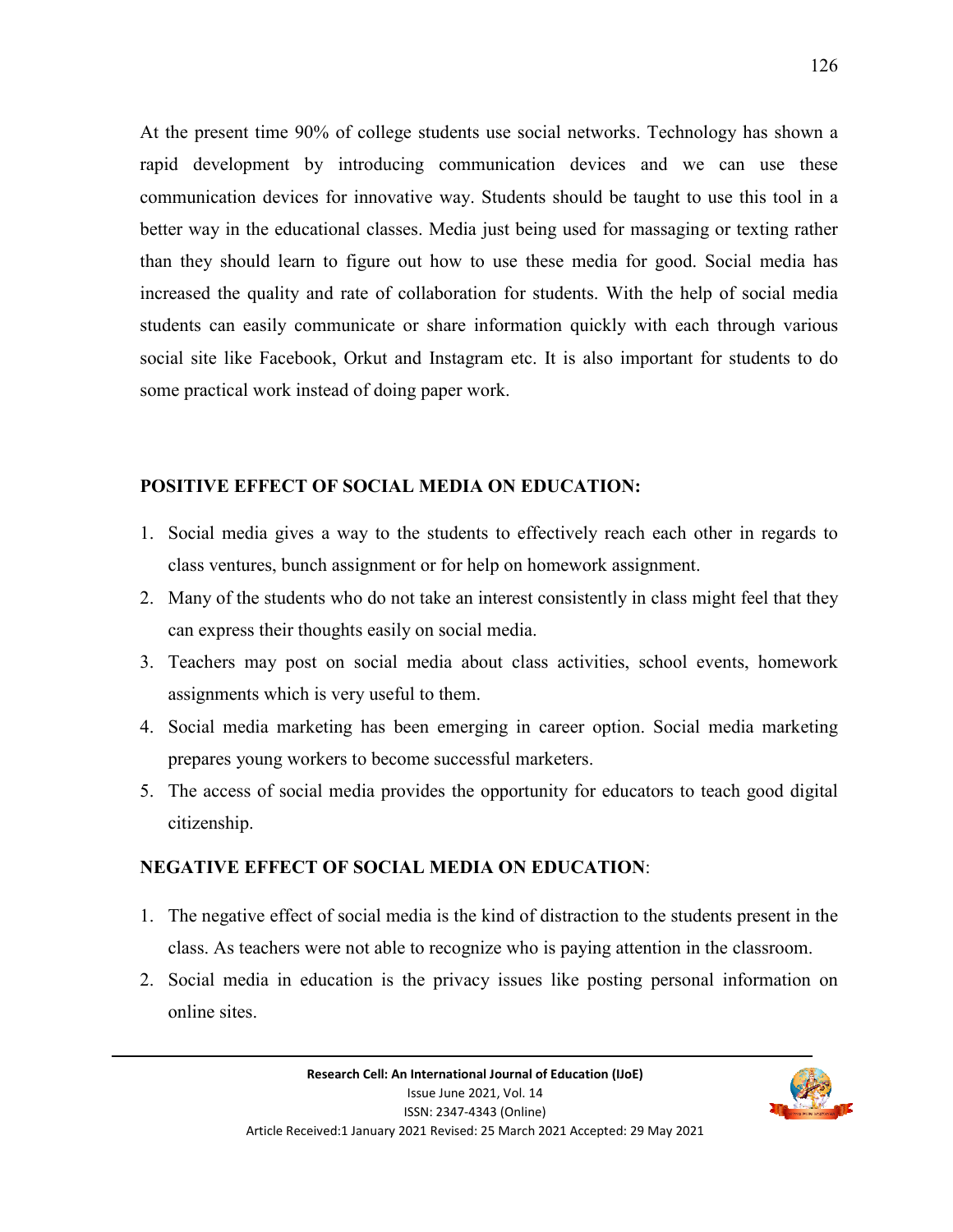At the present time 90% of college students use social networks. Technology has shown a rapid development by introducing communication devices and we can use these communication devices for innovative way. Students should be taught to use this tool in a better way in the educational classes. Media just being used for massaging or texting rather than they should learn to figure out how to use these media for good. Social media has increased the quality and rate of collaboration for students. With the help of social media students can easily communicate or share information quickly with each through various social site like Facebook, Orkut and Instagram etc. It is also important for students to do some practical work instead of doing paper work.

**POSITIVE EFFECT OF SOCIAL MEDIA ON EDUCATION:**

1. Social media gives a way to the students to effectively reach each other in regards to class ventures, bunch assignment or for help on homework assignment.
2. Many of the students who do not take an interest consistently in class might feel that they can express their thoughts easily on social media.
3. Teachers may post on social media about class activities, school events, homework assignments which is very useful to them.
4. Social media marketing has been emerging in career option. Social media marketing prepares young workers to become successful marketers.
5. The access of social media provides the opportunity for educators to teach good digital citizenship.

**NEGATIVE EFFECT OF SOCIAL MEDIA ON EDUCATION**:

1. The negative effect of social media is the kind of distraction to the students present in the class. As teachers were not able to recognize who is paying attention in the classroom.
2. Social media in education is the privacy issues like posting personal information on online sites.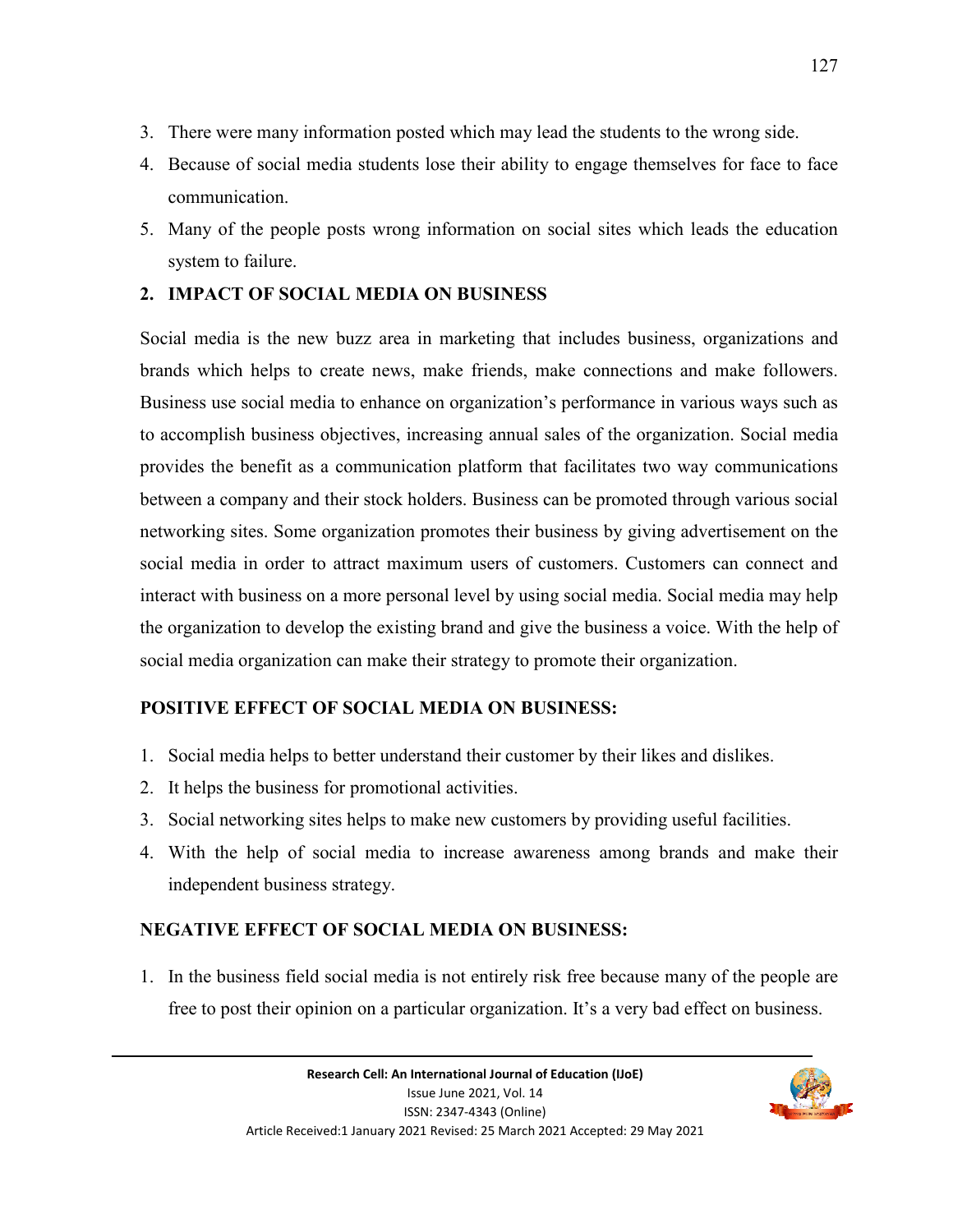3. There were many information posted which may lead the students to the wrong side.
4. Because of social media students lose their ability to engage themselves for face to face communication.
5. Many of the people posts wrong information on social sites which leads the education system to failure.

## 2. IMPACT OF SOCIAL MEDIA ON BUSINESS

Social media is the new buzz area in marketing that includes business, organizations and brands which helps to create news, make friends, make connections and make followers. Business use social media to enhance on organization's performance in various ways such as to accomplish business objectives, increasing annual sales of the organization. Social media provides the benefit as a communication platform that facilitates two way communications between a company and their stock holders. Business can be promoted through various social networking sites. Some organization promotes their business by giving advertisement on the social media in order to attract maximum users of customers. Customers can connect and interact with business on a more personal level by using social media. Social media may help the organization to develop the existing brand and give the business a voice. With the help of social media organization can make their strategy to promote their organization.

### POSITIVE EFFECT OF SOCIAL MEDIA ON BUSINESS:

1. Social media helps to better understand their customer by their likes and dislikes.
2. It helps the business for promotional activities.
3. Social networking sites helps to make new customers by providing useful facilities.
4. With the help of social media to increase awareness among brands and make their independent business strategy.

### NEGATIVE EFFECT OF SOCIAL MEDIA ON BUSINESS:

1. In the business field social media is not entirely risk free because many of the people are free to post their opinion on a particular organization. It's a very bad effect on business.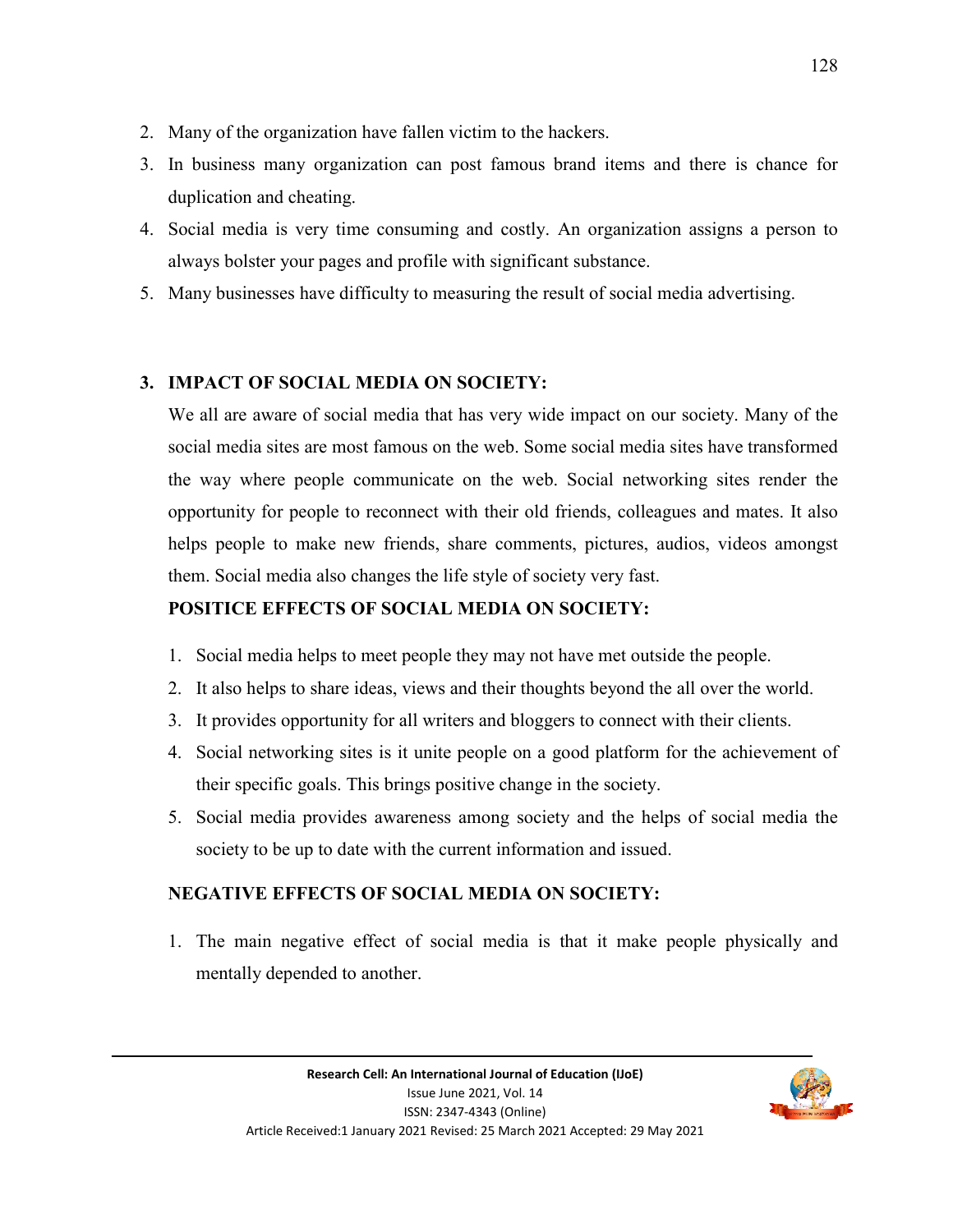2. Many of the organization have fallen victim to the hackers.
3. In business many organization can post famous brand items and there is chance for duplication and cheating.
4. Social media is very time consuming and costly. An organization assigns a person to always bolster your pages and profile with significant substance.
5. Many businesses have difficulty to measuring the result of social media advertising.

## 3. IMPACT OF SOCIAL MEDIA ON SOCIETY:

We all are aware of social media that has very wide impact on our society. Many of the social media sites are most famous on the web. Some social media sites have transformed the way where people communicate on the web. Social networking sites render the opportunity for people to reconnect with their old friends, colleagues and mates. It also helps people to make new friends, share comments, pictures, audios, videos amongst them. Social media also changes the life style of society very fast.

### POSITICE EFFECTS OF SOCIAL MEDIA ON SOCIETY:

1. Social media helps to meet people they may not have met outside the people.
2. It also helps to share ideas, views and their thoughts beyond the all over the world.
3. It provides opportunity for all writers and bloggers to connect with their clients.
4. Social networking sites is it unite people on a good platform for the achievement of their specific goals. This brings positive change in the society.
5. Social media provides awareness among society and the helps of social media the society to be up to date with the current information and issued.

### NEGATIVE EFFECTS OF SOCIAL MEDIA ON SOCIETY:

1. The main negative effect of social media is that it make people physically and mentally depended to another.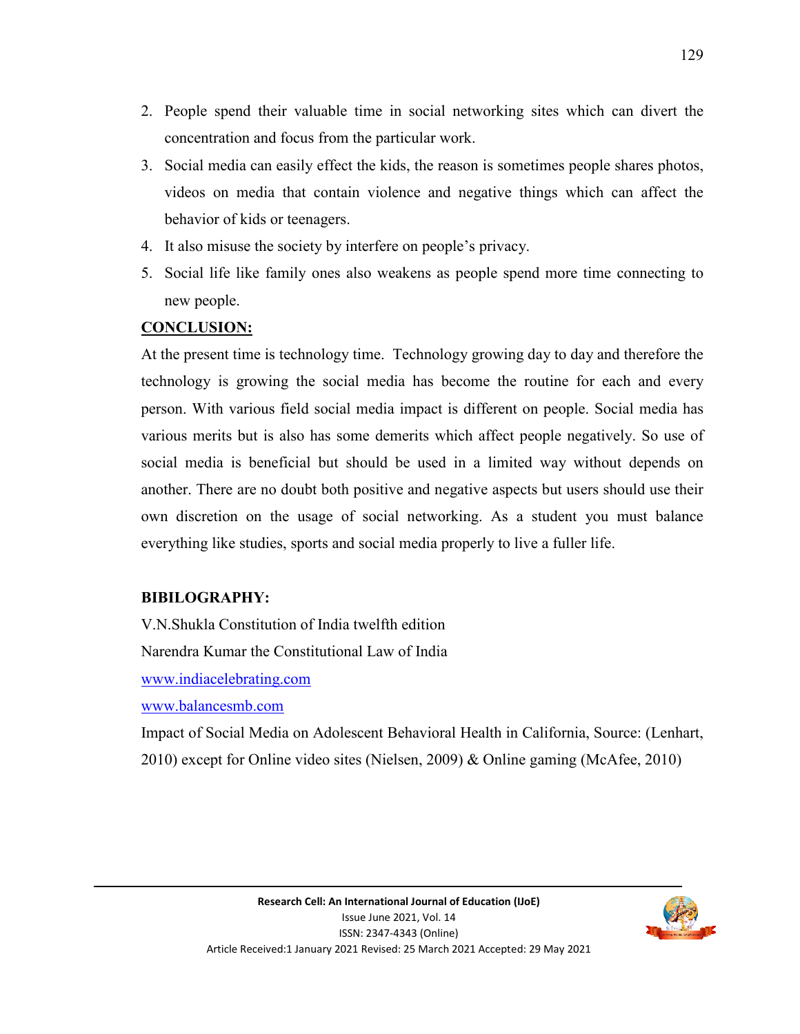2. People spend their valuable time in social networking sites which can divert the concentration and focus from the particular work.
3. Social media can easily effect the kids, the reason is sometimes people shares photos, videos on media that contain violence and negative things which can affect the behavior of kids or teenagers.
4. It also misuse the society by interfere on people's privacy.
5. Social life like family ones also weakens as people spend more time connecting to new people.

## CONCLUSION:

At the present time is technology time. Technology growing day to day and therefore the technology is growing the social media has become the routine for each and every person. With various field social media impact is different on people. Social media has various merits but is also has some demerits which affect people negatively. So use of social media is beneficial but should be used in a limited way without depends on another. There are no doubt both positive and negative aspects but users should use their own discretion on the usage of social networking. As a student you must balance everything like studies, sports and social media properly to live a fuller life.

## BIBILOGRAPHY:

V.N.Shukla Constitution of India twelfth edition

Narendra Kumar the Constitutional Law of India

www.indiacelebrating.com

www.balancesmb.com

Impact of Social Media on Adolescent Behavioral Health in California, Source: (Lenhart, 2010) except for Online video sites (Nielsen, 2009) & Online gaming (McAfee, 2010)